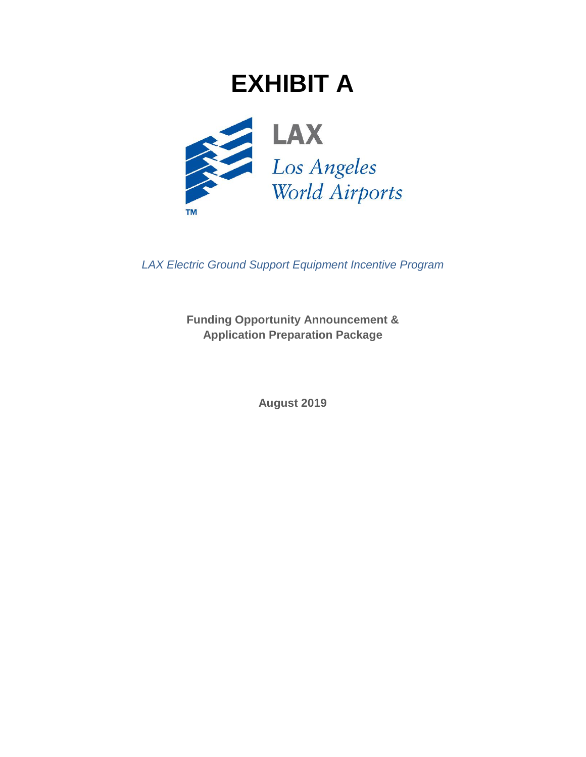# EXHIBIT A

LAX

*Los Angeles World Airports*

TM

*LAX Electric Ground Support Equipment Incentive Program*

**Funding Opportunity Announcement & Application Preparation Package**

**August 2019**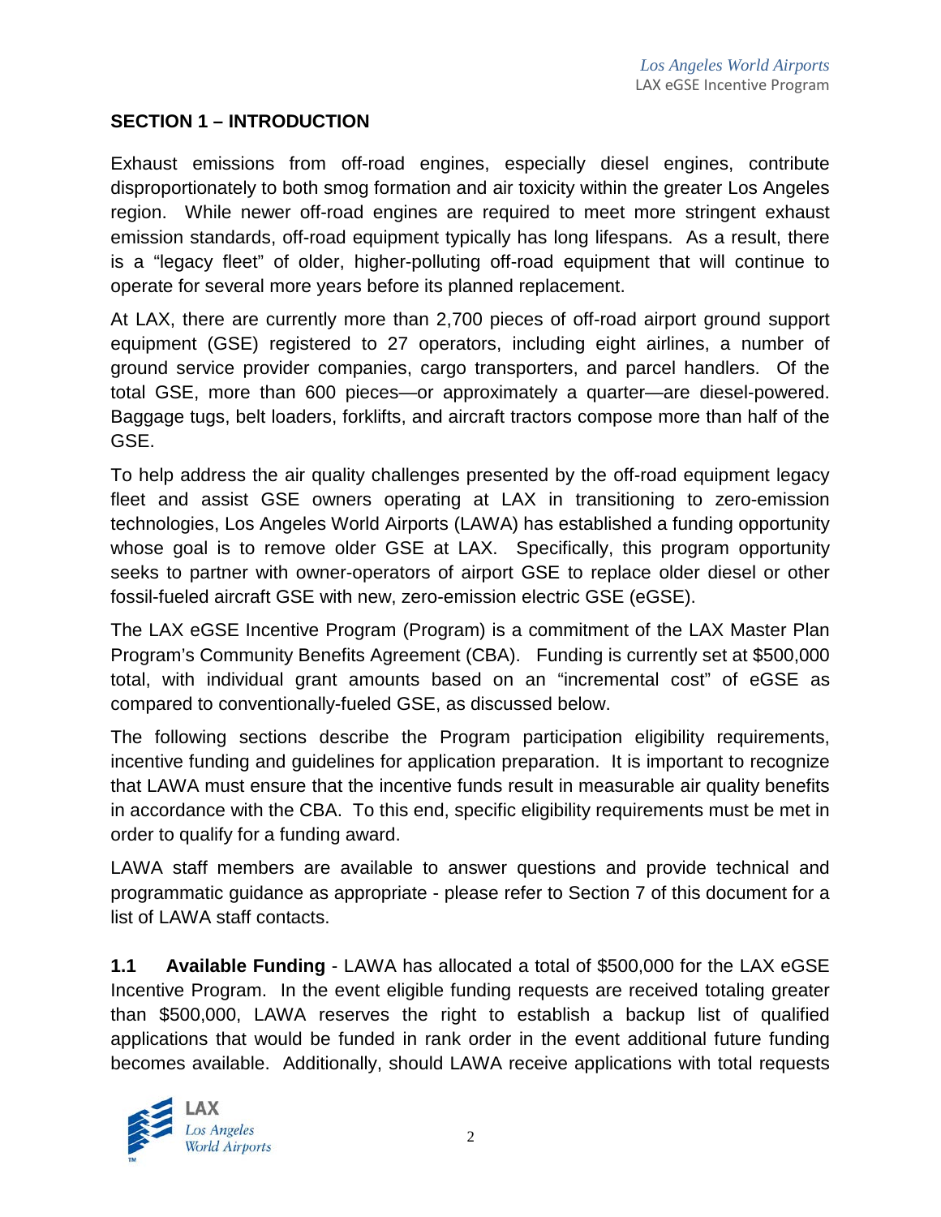## SECTION 1 – INTRODUCTION

Exhaust emissions from off-road engines, especially diesel engines, contribute disproportionately to both smog formation and air toxicity within the greater Los Angeles region. While newer off-road engines are required to meet more stringent exhaust emission standards, off-road equipment typically has long lifespans. As a result, there is a "legacy fleet" of older, higher-polluting off-road equipment that will continue to operate for several more years before its planned replacement.

At LAX, there are currently more than 2,700 pieces of off-road airport ground support equipment (GSE) registered to 27 operators, including eight airlines, a number of ground service provider companies, cargo transporters, and parcel handlers. Of the total GSE, more than 600 pieces—or approximately a quarter—are diesel-powered. Baggage tugs, belt loaders, forklifts, and aircraft tractors compose more than half of the GSE.

To help address the air quality challenges presented by the off-road equipment legacy fleet and assist GSE owners operating at LAX in transitioning to zero-emission technologies, Los Angeles World Airports (LAWA) has established a funding opportunity whose goal is to remove older GSE at LAX. Specifically, this program opportunity seeks to partner with owner-operators of airport GSE to replace older diesel or other fossil-fueled aircraft GSE with new, zero-emission electric GSE (eGSE).

The LAX eGSE Incentive Program (Program) is a commitment of the LAX Master Plan Program's Community Benefits Agreement (CBA). Funding is currently set at $500,000 total, with individual grant amounts based on an "incremental cost" of eGSE as compared to conventionally-fueled GSE, as discussed below.

The following sections describe the Program participation eligibility requirements, incentive funding and guidelines for application preparation. It is important to recognize that LAWA must ensure that the incentive funds result in measurable air quality benefits in accordance with the CBA. To this end, specific eligibility requirements must be met in order to qualify for a funding award.

LAWA staff members are available to answer questions and provide technical and programmatic guidance as appropriate - please refer to Section 7 of this document for a list of LAWA staff contacts.

**1.1 Available Funding** - LAWA has allocated a total of $500,000 for the LAX eGSE Incentive Program. In the event eligible funding requests are received totaling greater than $500,000, LAWA reserves the right to establish a backup list of qualified applications that would be funded in rank order in the event additional future funding becomes available. Additionally, should LAWA receive applications with total requests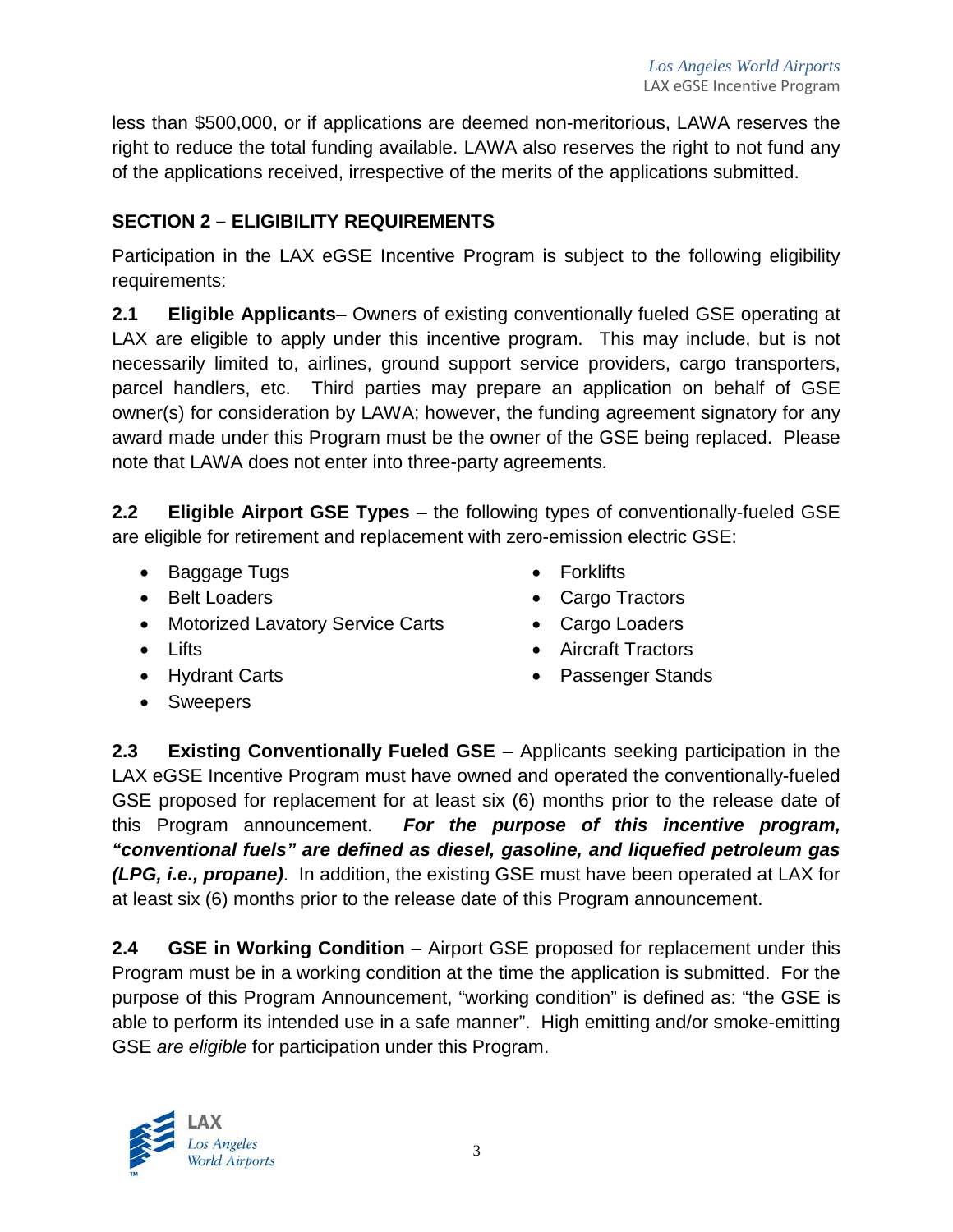less than $500,000, or if applications are deemed non-meritorious, LAWA reserves the right to reduce the total funding available. LAWA also reserves the right to not fund any of the applications received, irrespective of the merits of the applications submitted.

## SECTION 2 – ELIGIBILITY REQUIREMENTS

Participation in the LAX eGSE Incentive Program is subject to the following eligibility requirements:

**2.1 Eligible Applicants**– Owners of existing conventionally fueled GSE operating at LAX are eligible to apply under this incentive program. This may include, but is not necessarily limited to, airlines, ground support service providers, cargo transporters, parcel handlers, etc. Third parties may prepare an application on behalf of GSE owner(s) for consideration by LAWA; however, the funding agreement signatory for any award made under this Program must be the owner of the GSE being replaced. Please note that LAWA does not enter into three-party agreements.

**2.2 Eligible Airport GSE Types** – the following types of conventionally-fueled GSE are eligible for retirement and replacement with zero-emission electric GSE:

- Baggage Tugs
- Belt Loaders
- Motorized Lavatory Service Carts
- Lifts
- Hydrant Carts
- Sweepers
- Forklifts
- Cargo Tractors
- Cargo Loaders
- Aircraft Tractors
- Passenger Stands

**2.3 Existing Conventionally Fueled GSE** – Applicants seeking participation in the LAX eGSE Incentive Program must have owned and operated the conventionally-fueled GSE proposed for replacement for at least six (6) months prior to the release date of this Program announcement. ***For the purpose of this incentive program, "conventional fuels" are defined as diesel, gasoline, and liquefied petroleum gas (LPG, i.e., propane)***. In addition, the existing GSE must have been operated at LAX for at least six (6) months prior to the release date of this Program announcement.

**2.4 GSE in Working Condition** – Airport GSE proposed for replacement under this Program must be in a working condition at the time the application is submitted. For the purpose of this Program Announcement, "working condition" is defined as: "the GSE is able to perform its intended use in a safe manner". High emitting and/or smoke-emitting GSE *are eligible* for participation under this Program.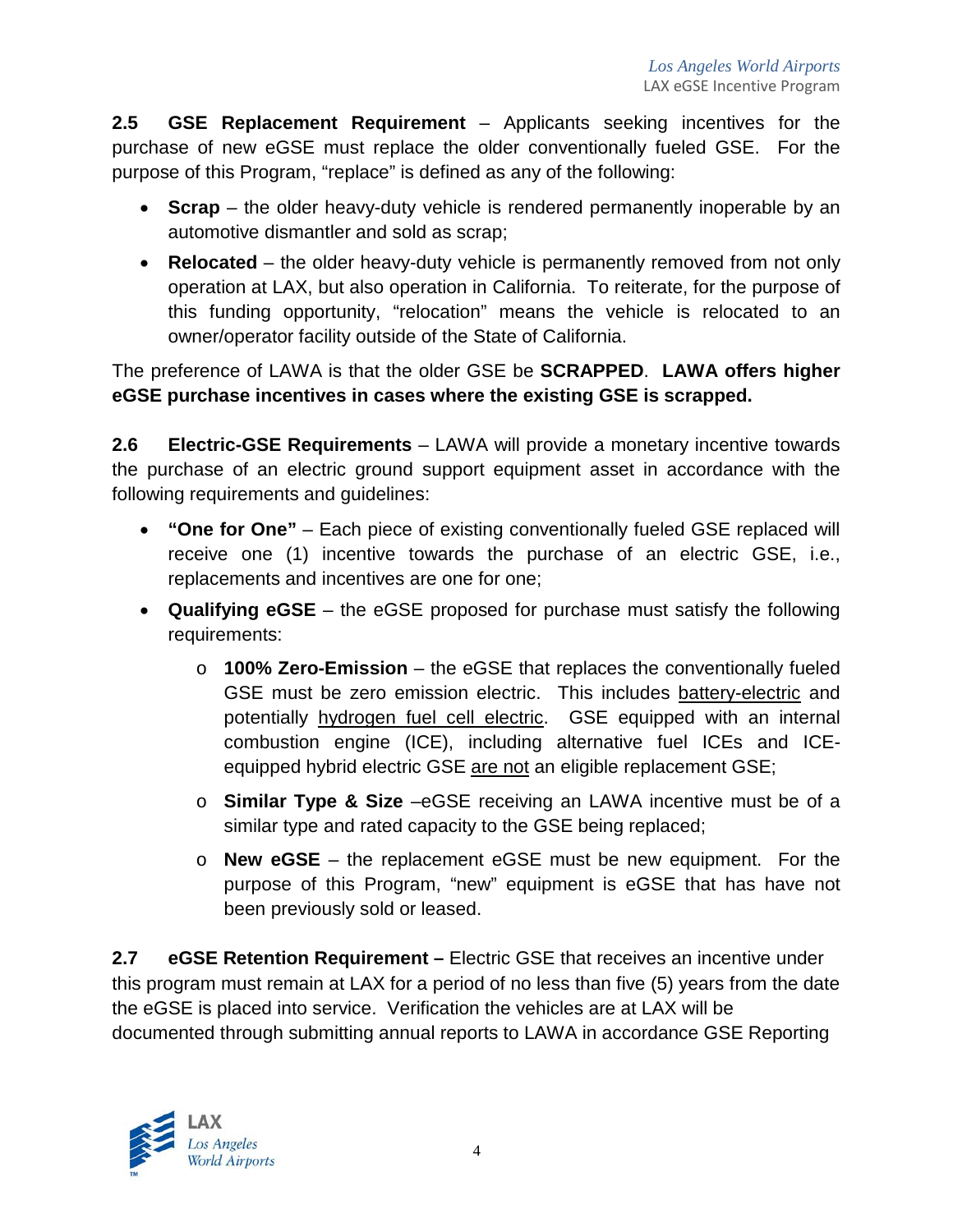**2.5 GSE Replacement Requirement** – Applicants seeking incentives for the purchase of new eGSE must replace the older conventionally fueled GSE. For the purpose of this Program, "replace" is defined as any of the following:

- **Scrap** – the older heavy-duty vehicle is rendered permanently inoperable by an automotive dismantler and sold as scrap;
- **Relocated** – the older heavy-duty vehicle is permanently removed from not only operation at LAX, but also operation in California. To reiterate, for the purpose of this funding opportunity, "relocation" means the vehicle is relocated to an owner/operator facility outside of the State of California.

The preference of LAWA is that the older GSE be **SCRAPPED**. **LAWA offers higher eGSE purchase incentives in cases where the existing GSE is scrapped.**

**2.6 Electric-GSE Requirements** – LAWA will provide a monetary incentive towards the purchase of an electric ground support equipment asset in accordance with the following requirements and guidelines:

- **"One for One"** – Each piece of existing conventionally fueled GSE replaced will receive one (1) incentive towards the purchase of an electric GSE, i.e., replacements and incentives are one for one;
- **Qualifying eGSE** – the eGSE proposed for purchase must satisfy the following requirements:
  - **100% Zero-Emission** – the eGSE that replaces the conventionally fueled GSE must be zero emission electric. This includes battery-electric and potentially hydrogen fuel cell electric. GSE equipped with an internal combustion engine (ICE), including alternative fuel ICEs and ICE-equipped hybrid electric GSE are not an eligible replacement GSE;
  - **Similar Type & Size** –eGSE receiving an LAWA incentive must be of a similar type and rated capacity to the GSE being replaced;
  - **New eGSE** – the replacement eGSE must be new equipment. For the purpose of this Program, "new" equipment is eGSE that has have not been previously sold or leased.

**2.7 eGSE Retention Requirement –** Electric GSE that receives an incentive under this program must remain at LAX for a period of no less than five (5) years from the date the eGSE is placed into service. Verification the vehicles are at LAX will be documented through submitting annual reports to LAWA in accordance GSE Reporting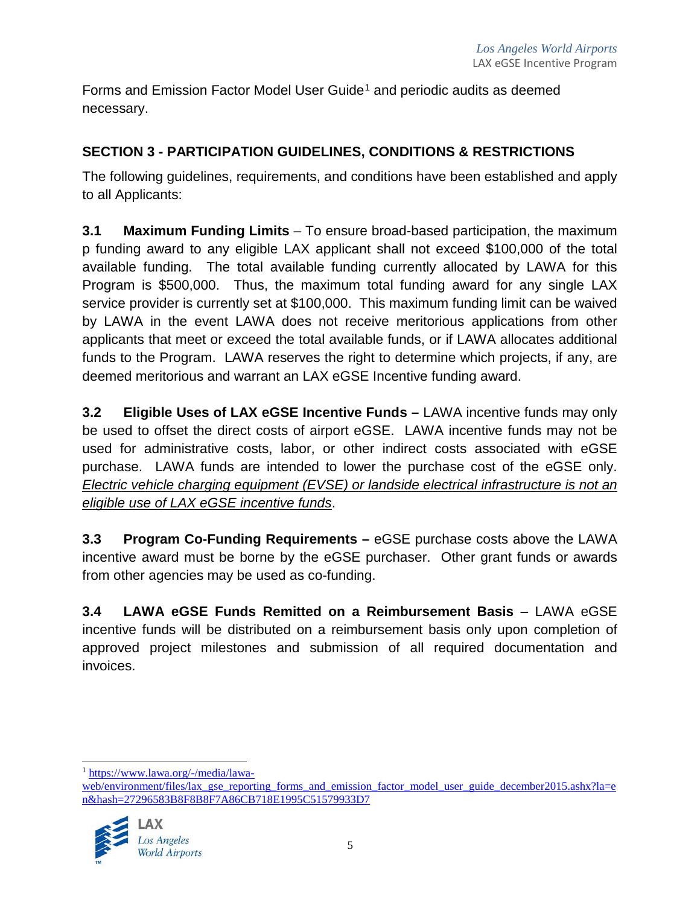Forms and Emission Factor Model User Guide[1] and periodic audits as deemed necessary.

## SECTION 3 - PARTICIPATION GUIDELINES, CONDITIONS & RESTRICTIONS

The following guidelines, requirements, and conditions have been established and apply to all Applicants:

**3.1 Maximum Funding Limits** – To ensure broad-based participation, the maximum p funding award to any eligible LAX applicant shall not exceed $100,000 of the total available funding. The total available funding currently allocated by LAWA for this Program is $500,000. Thus, the maximum total funding award for any single LAX service provider is currently set at $100,000. This maximum funding limit can be waived by LAWA in the event LAWA does not receive meritorious applications from other applicants that meet or exceed the total available funds, or if LAWA allocates additional funds to the Program. LAWA reserves the right to determine which projects, if any, are deemed meritorious and warrant an LAX eGSE Incentive funding award.

**3.2 Eligible Uses of LAX eGSE Incentive Funds –** LAWA incentive funds may only be used to offset the direct costs of airport eGSE. LAWA incentive funds may not be used for administrative costs, labor, or other indirect costs associated with eGSE purchase. LAWA funds are intended to lower the purchase cost of the eGSE only. *Electric vehicle charging equipment (EVSE) or landside electrical infrastructure is not an eligible use of LAX eGSE incentive funds*.

**3.3 Program Co-Funding Requirements –** eGSE purchase costs above the LAWA incentive award must be borne by the eGSE purchaser. Other grant funds or awards from other agencies may be used as co-funding.

**3.4 LAWA eGSE Funds Remitted on a Reimbursement Basis** – LAWA eGSE incentive funds will be distributed on a reimbursement basis only upon completion of approved project milestones and submission of all required documentation and invoices.

---

[1] https://www.lawa.org/-/media/lawa-web/environment/files/lax_gse_reporting_forms_and_emission_factor_model_user_guide_december2015.ashx?la=en&hash=27296583B8F8B8F7A86CB718E1995C51579933D7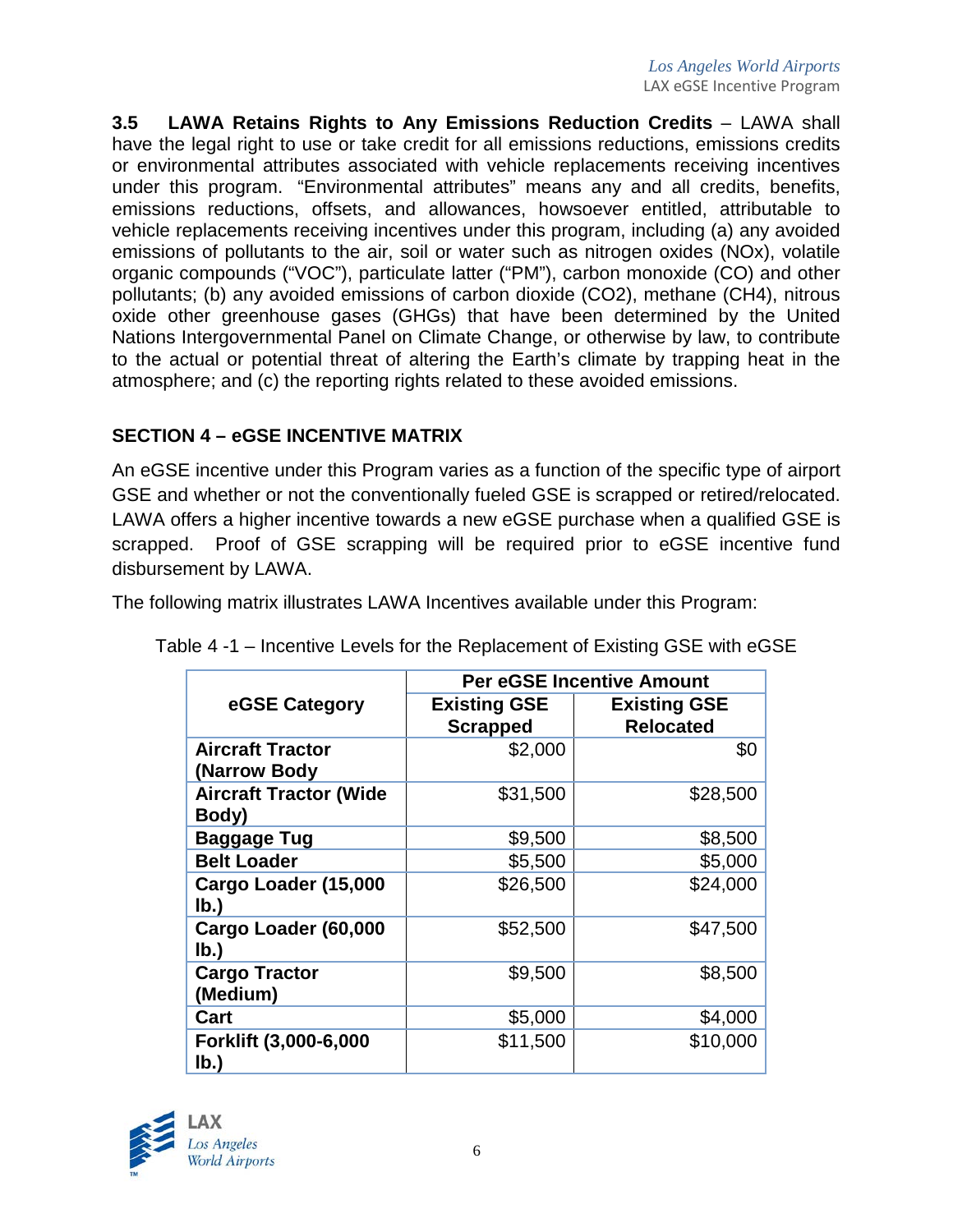**3.5 LAWA Retains Rights to Any Emissions Reduction Credits** – LAWA shall have the legal right to use or take credit for all emissions reductions, emissions credits or environmental attributes associated with vehicle replacements receiving incentives under this program. "Environmental attributes" means any and all credits, benefits, emissions reductions, offsets, and allowances, howsoever entitled, attributable to vehicle replacements receiving incentives under this program, including (a) any avoided emissions of pollutants to the air, soil or water such as nitrogen oxides (NOx), volatile organic compounds ("VOC"), particulate latter ("PM"), carbon monoxide (CO) and other pollutants; (b) any avoided emissions of carbon dioxide ($CO_2$), methane ($CH_4$), nitrous oxide other greenhouse gases (GHGs) that have been determined by the United Nations Intergovernmental Panel on Climate Change, or otherwise by law, to contribute to the actual or potential threat of altering the Earth's climate by trapping heat in the atmosphere; and (c) the reporting rights related to these avoided emissions.

## SECTION 4 – eGSE INCENTIVE MATRIX

An eGSE incentive under this Program varies as a function of the specific type of airport GSE and whether or not the conventionally fueled GSE is scrapped or retired/relocated. LAWA offers a higher incentive towards a new eGSE purchase when a qualified GSE is scrapped. Proof of GSE scrapping will be required prior to eGSE incentive fund disbursement by LAWA.

The following matrix illustrates LAWA Incentives available under this Program:

Table 4 -1 – Incentive Levels for the Replacement of Existing GSE with eGSE

| eGSE Category | Per eGSE Incentive Amount | |
|---|---|---|
| | Existing GSE Scrapped | Existing GSE Relocated |
| Aircraft Tractor (Narrow Body | $2,000 | $0 |
| Aircraft Tractor (Wide Body) | $31,500 | $28,500 |
| Baggage Tug | $9,500 | $8,500 |
| Belt Loader | $5,500 | $5,000 |
| Cargo Loader (15,000 lb.) | $26,500 | $24,000 |
| Cargo Loader (60,000 lb.) | $52,500 | $47,500 |
| Cargo Tractor (Medium) | $9,500 | $8,500 |
| Cart | $5,000 | $4,000 |
| Forklift (3,000-6,000 lb.) | $11,500 | $10,000 |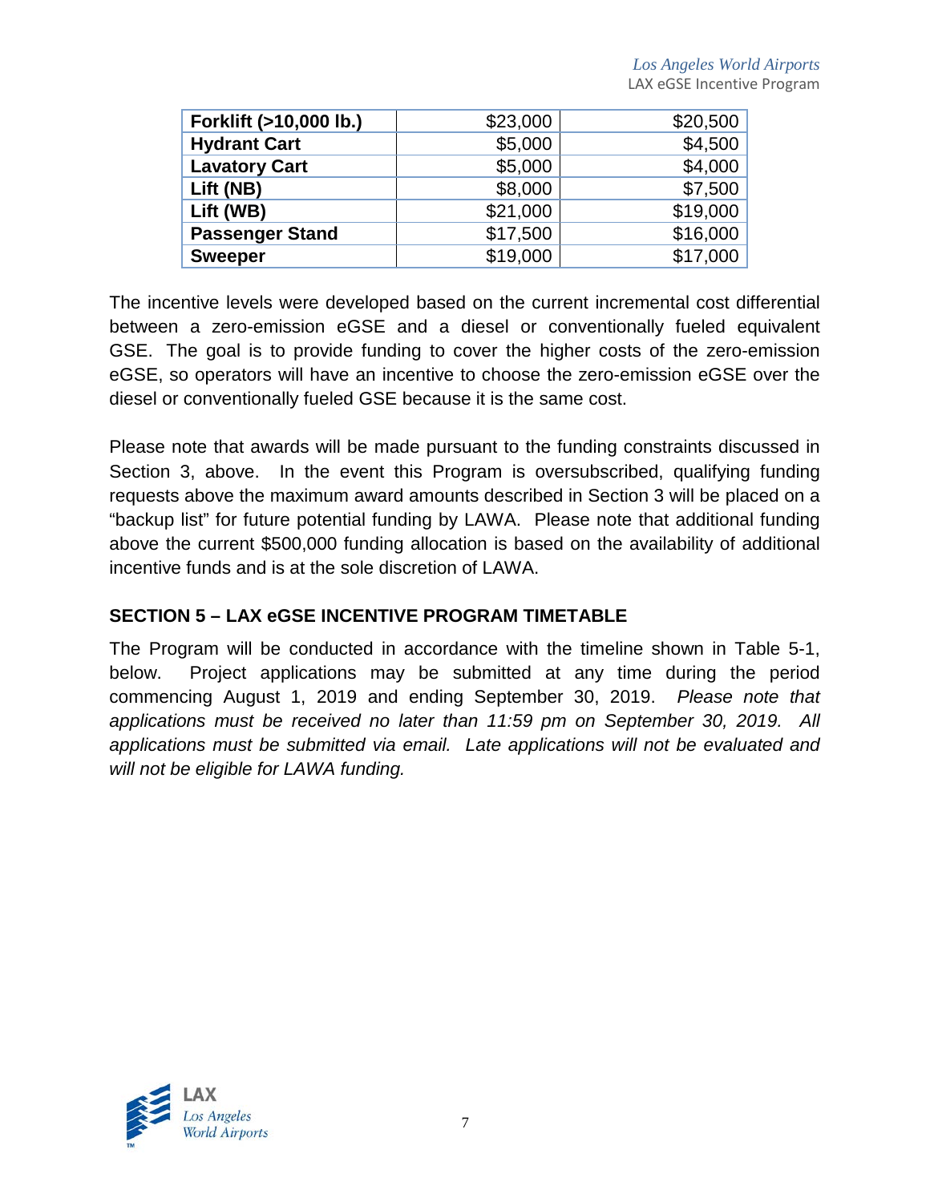| **Forklift (>10,000 lb.)** | $23,000 | $20,500 |
|---|---|---|
| **Hydrant Cart** | $5,000 | $4,500 |
| **Lavatory Cart** | $5,000 | $4,000 |
| **Lift (NB)** | $8,000 | $7,500 |
| **Lift (WB)** | $21,000 | $19,000 |
| **Passenger Stand** | $17,500 | $16,000 |
| **Sweeper** | $19,000 | $17,000 |

The incentive levels were developed based on the current incremental cost differential between a zero-emission eGSE and a diesel or conventionally fueled equivalent GSE. The goal is to provide funding to cover the higher costs of the zero-emission eGSE, so operators will have an incentive to choose the zero-emission eGSE over the diesel or conventionally fueled GSE because it is the same cost.

Please note that awards will be made pursuant to the funding constraints discussed in Section 3, above. In the event this Program is oversubscribed, qualifying funding requests above the maximum award amounts described in Section 3 will be placed on a "backup list" for future potential funding by LAWA. Please note that additional funding above the current $500,000 funding allocation is based on the availability of additional incentive funds and is at the sole discretion of LAWA.

## SECTION 5 – LAX eGSE INCENTIVE PROGRAM TIMETABLE

The Program will be conducted in accordance with the timeline shown in Table 5-1, below. Project applications may be submitted at any time during the period commencing August 1, 2019 and ending September 30, 2019. *Please note that applications must be received no later than 11:59 pm on September 30, 2019. All applications must be submitted via email. Late applications will not be evaluated and will not be eligible for LAWA funding.*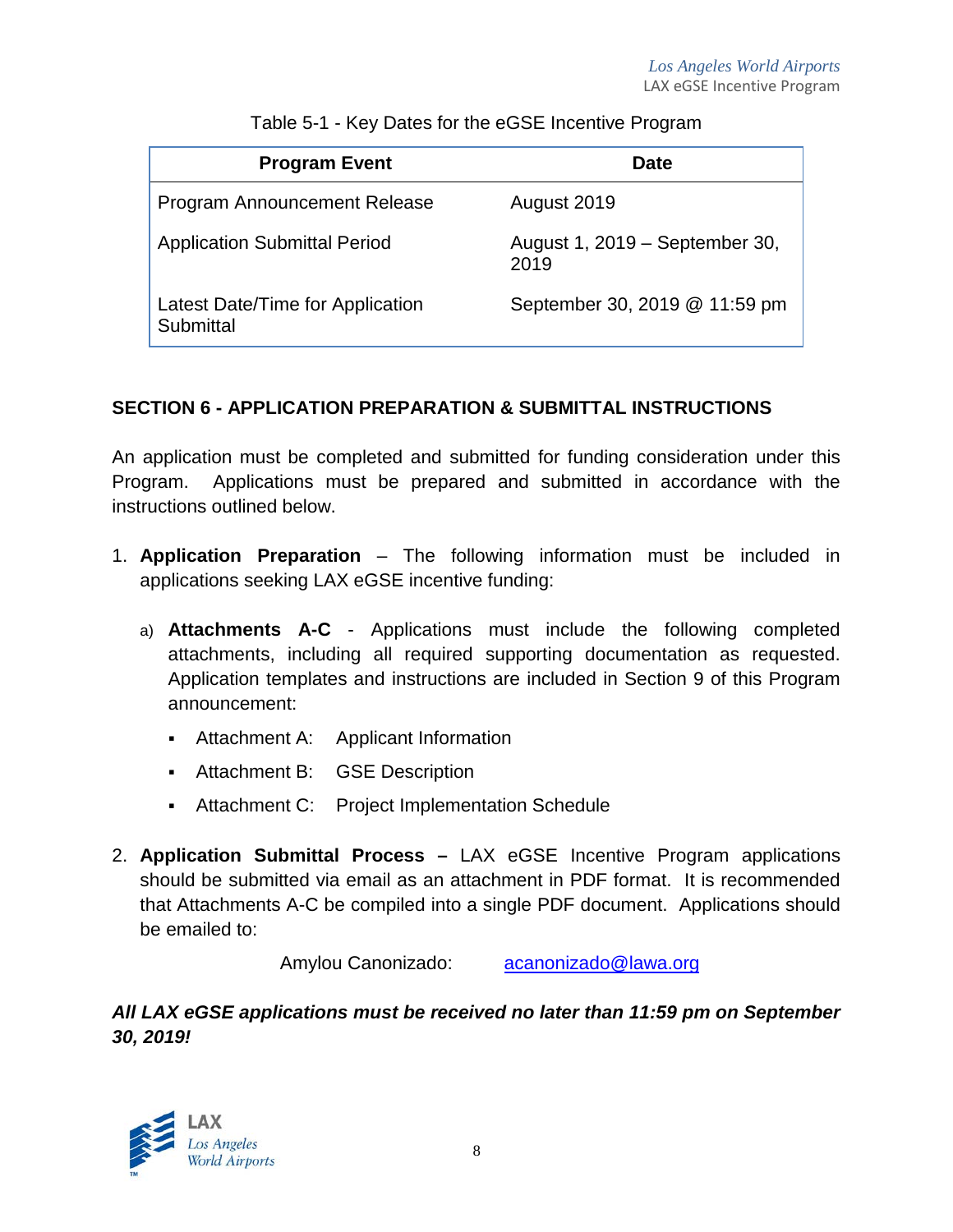Table 5-1 - Key Dates for the eGSE Incentive Program

| Program Event | Date |
|---|---|
| Program Announcement Release | August 2019 |
| Application Submittal Period | August 1, 2019 – September 30, 2019 |
| Latest Date/Time for Application Submittal | September 30, 2019 @ 11:59 pm |

## SECTION 6 - APPLICATION PREPARATION & SUBMITTAL INSTRUCTIONS

An application must be completed and submitted for funding consideration under this Program. Applications must be prepared and submitted in accordance with the instructions outlined below.

1. **Application Preparation** – The following information must be included in applications seeking LAX eGSE incentive funding:

   a) **Attachments A-C** - Applications must include the following completed attachments, including all required supporting documentation as requested. Application templates and instructions are included in Section 9 of this Program announcement:

      - Attachment A: Applicant Information
      - Attachment B: GSE Description
      - Attachment C: Project Implementation Schedule

2. **Application Submittal Process –** LAX eGSE Incentive Program applications should be submitted via email as an attachment in PDF format. It is recommended that Attachments A-C be compiled into a single PDF document. Applications should be emailed to:

   Amylou Canonizado: acanonizado@lawa.org

***All LAX eGSE applications must be received no later than 11:59 pm on September 30, 2019!***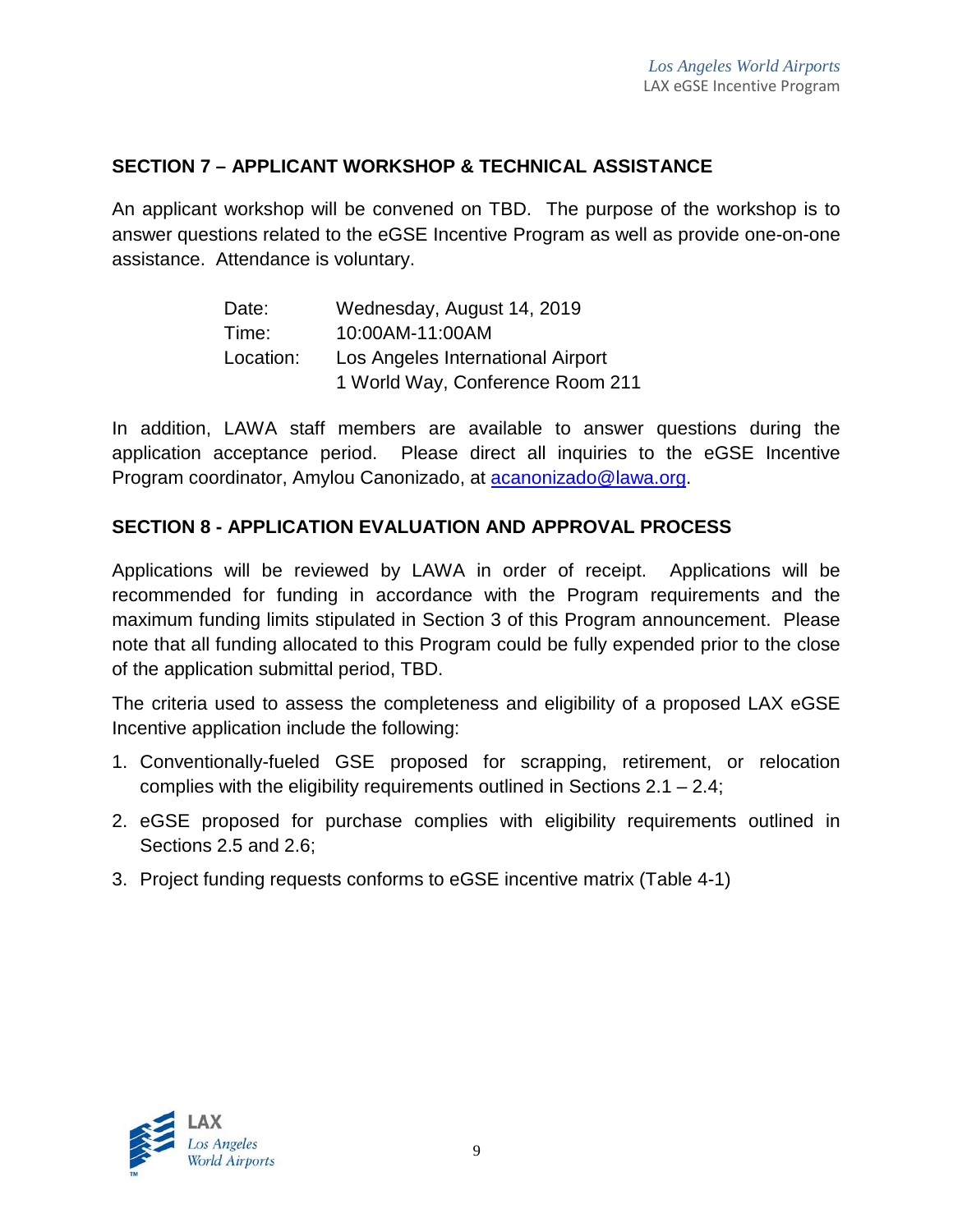## SECTION 7 – APPLICANT WORKSHOP & TECHNICAL ASSISTANCE

An applicant workshop will be convened on TBD. The purpose of the workshop is to answer questions related to the eGSE Incentive Program as well as provide one-on-one assistance. Attendance is voluntary.

| | |
|---|---|
| Date: | Wednesday, August 14, 2019 |
| Time: | 10:00AM-11:00AM |
| Location: | Los Angeles International Airport<br>1 World Way, Conference Room 211 |

In addition, LAWA staff members are available to answer questions during the application acceptance period. Please direct all inquiries to the eGSE Incentive Program coordinator, Amylou Canonizado, at acanonizado@lawa.org.

## SECTION 8 - APPLICATION EVALUATION AND APPROVAL PROCESS

Applications will be reviewed by LAWA in order of receipt. Applications will be recommended for funding in accordance with the Program requirements and the maximum funding limits stipulated in Section 3 of this Program announcement. Please note that all funding allocated to this Program could be fully expended prior to the close of the application submittal period, TBD.

The criteria used to assess the completeness and eligibility of a proposed LAX eGSE Incentive application include the following:

1. Conventionally-fueled GSE proposed for scrapping, retirement, or relocation complies with the eligibility requirements outlined in Sections 2.1 – 2.4;
2. eGSE proposed for purchase complies with eligibility requirements outlined in Sections 2.5 and 2.6;
3. Project funding requests conforms to eGSE incentive matrix (Table 4-1)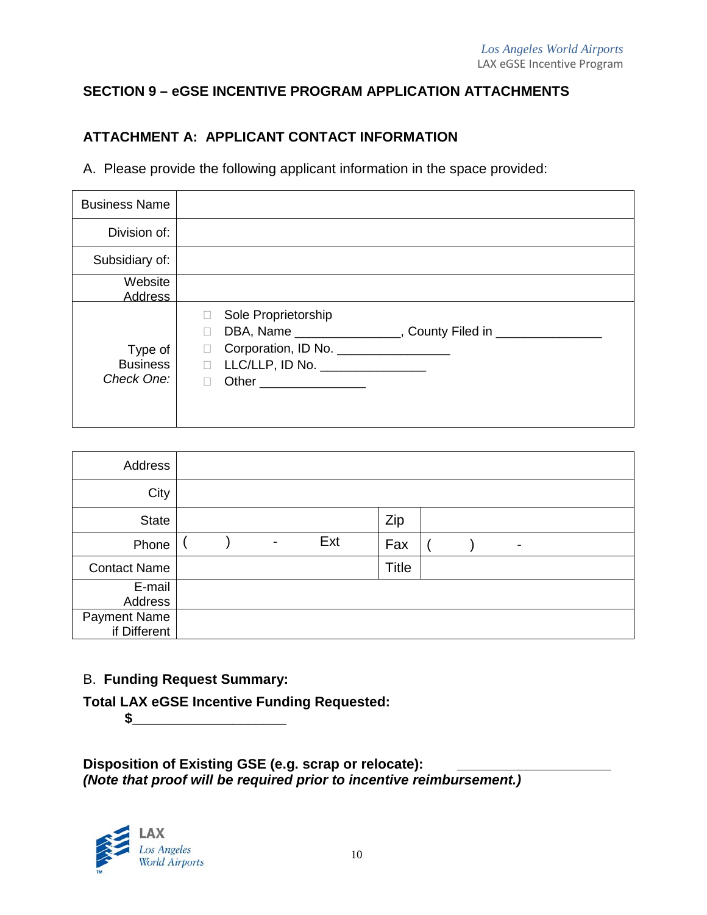## SECTION 9 – eGSE INCENTIVE PROGRAM APPLICATION ATTACHMENTS

### ATTACHMENT A: APPLICANT CONTACT INFORMATION

A. Please provide the following applicant information in the space provided:

| | |
|---|---|
| Business Name | |
| Division of: | |
| Subsidiary of: | |
| Website Address | |
| Type of Business *Check One:* | ☐ Sole Proprietorship<br>☐ DBA, Name _______________, County Filed in _______________<br>☐ Corporation, ID No. ________________<br>☐ LLC/LLP, ID No. _______________<br>☐ Other _______________ |

| | | | |
|---|---|---|---|
| Address | | | |
| City | | | |
| State | | Zip | |
| Phone | (     )     -     Ext | Fax | (     )     - |
| Contact Name | | Title | |
| E-mail Address | | | |
| Payment Name if Different | | | |

B. **Funding Request Summary:**

**Total LAX eGSE Incentive Funding Requested:**
**$**____________________

**Disposition of Existing GSE (e.g. scrap or relocate):** ____________________
***(Note that proof will be required prior to incentive reimbursement.)***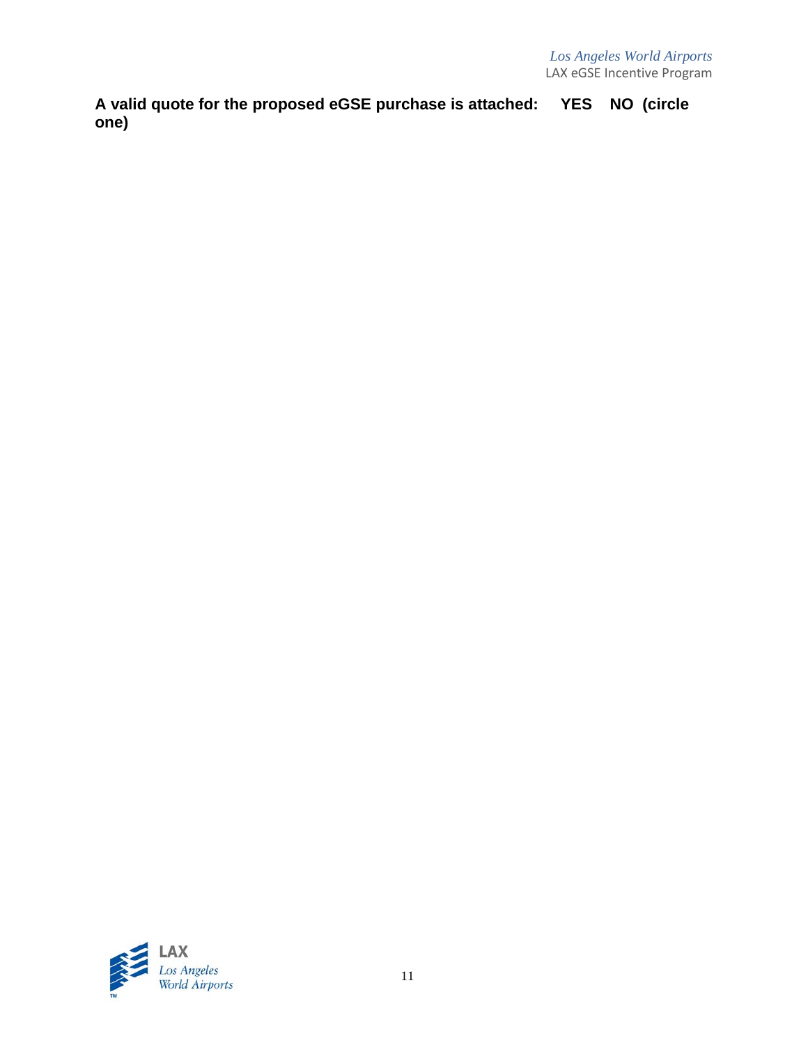**A valid quote for the proposed eGSE purchase is attached: YES NO (circle one)**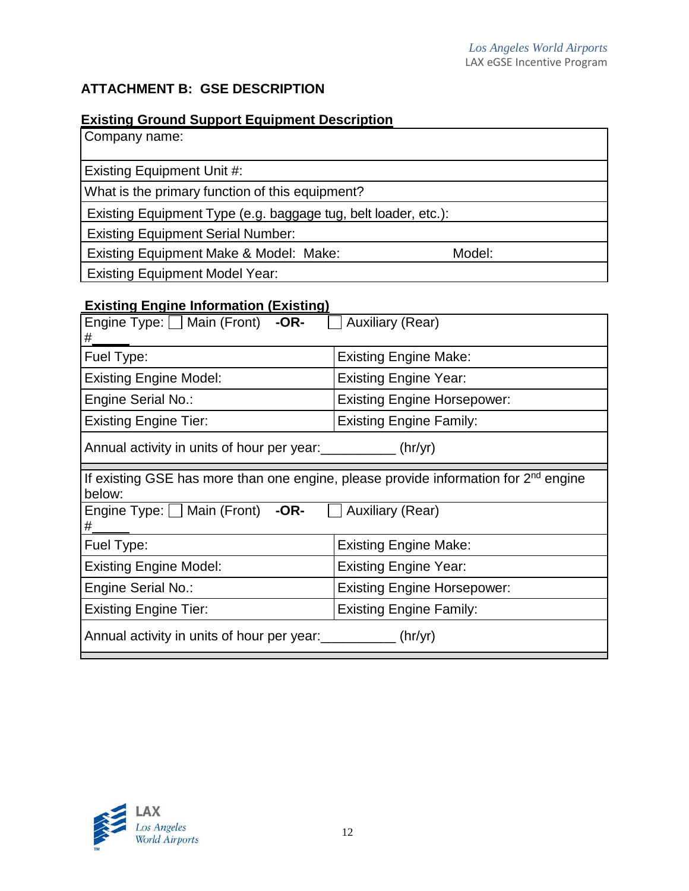## ATTACHMENT B: GSE DESCRIPTION

### Existing Ground Support Equipment Description

| Existing Ground Support Equipment Description | |
|---|---|
| Company name: | |
| Existing Equipment Unit #: | |
| What is the primary function of this equipment? | |
| Existing Equipment Type (e.g. baggage tug, belt loader, etc.): | |
| Existing Equipment Serial Number: | |
| Existing Equipment Make & Model: Make: | Model: |
| Existing Equipment Model Year: | |

### Existing Engine Information (Existing)

| Engine Type: ☐ Main (Front) **-OR-** ☐ Auxiliary (Rear) #_____ | |
|---|---|
| Fuel Type: | Existing Engine Make: |
| Existing Engine Model: | Existing Engine Year: |
| Engine Serial No.: | Existing Engine Horsepower: |
| Existing Engine Tier: | Existing Engine Family: |
| Annual activity in units of hour per year:__________ (hr/yr) | |
| If existing GSE has more than one engine, please provide information for 2nd engine below: | |
| Engine Type: ☐ Main (Front) **-OR-** ☐ Auxiliary (Rear) #_____ | |
| Fuel Type: | Existing Engine Make: |
| Existing Engine Model: | Existing Engine Year: |
| Engine Serial No.: | Existing Engine Horsepower: |
| Existing Engine Tier: | Existing Engine Family: |
| Annual activity in units of hour per year:__________ (hr/yr) | |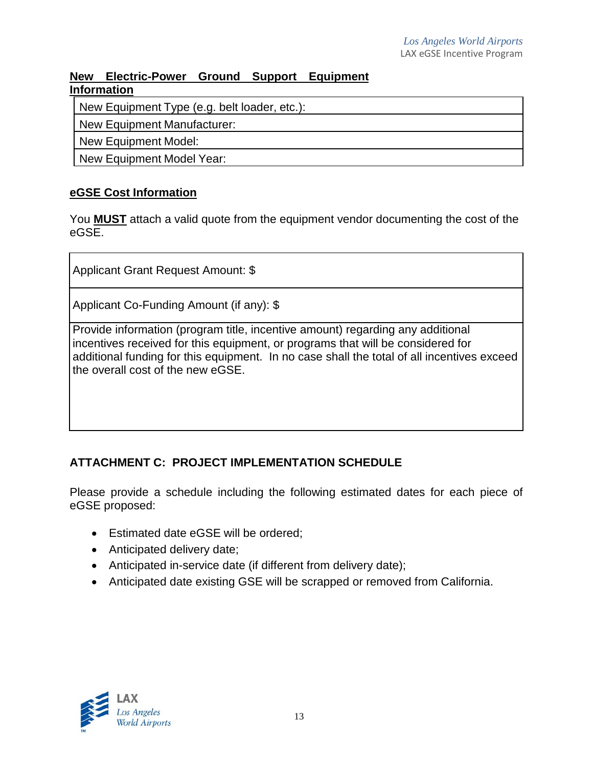**<u>New Electric-Power Ground Support Equipment Information</u>**

| |
|---|
| New Equipment Type (e.g. belt loader, etc.): |
| New Equipment Manufacturer: |
| New Equipment Model: |
| New Equipment Model Year: |

**<u>eGSE Cost Information</u>**

You **<u>MUST</u>** attach a valid quote from the equipment vendor documenting the cost of the eGSE.

| |
|---|
| Applicant Grant Request Amount: $ |
| Applicant Co-Funding Amount (if any): $ |
| Provide information (program title, incentive amount) regarding any additional incentives received for this equipment, or programs that will be considered for additional funding for this equipment. In no case shall the total of all incentives exceed the overall cost of the new eGSE. |

## ATTACHMENT C: PROJECT IMPLEMENTATION SCHEDULE

Please provide a schedule including the following estimated dates for each piece of eGSE proposed:

- Estimated date eGSE will be ordered;
- Anticipated delivery date;
- Anticipated in-service date (if different from delivery date);
- Anticipated date existing GSE will be scrapped or removed from California.